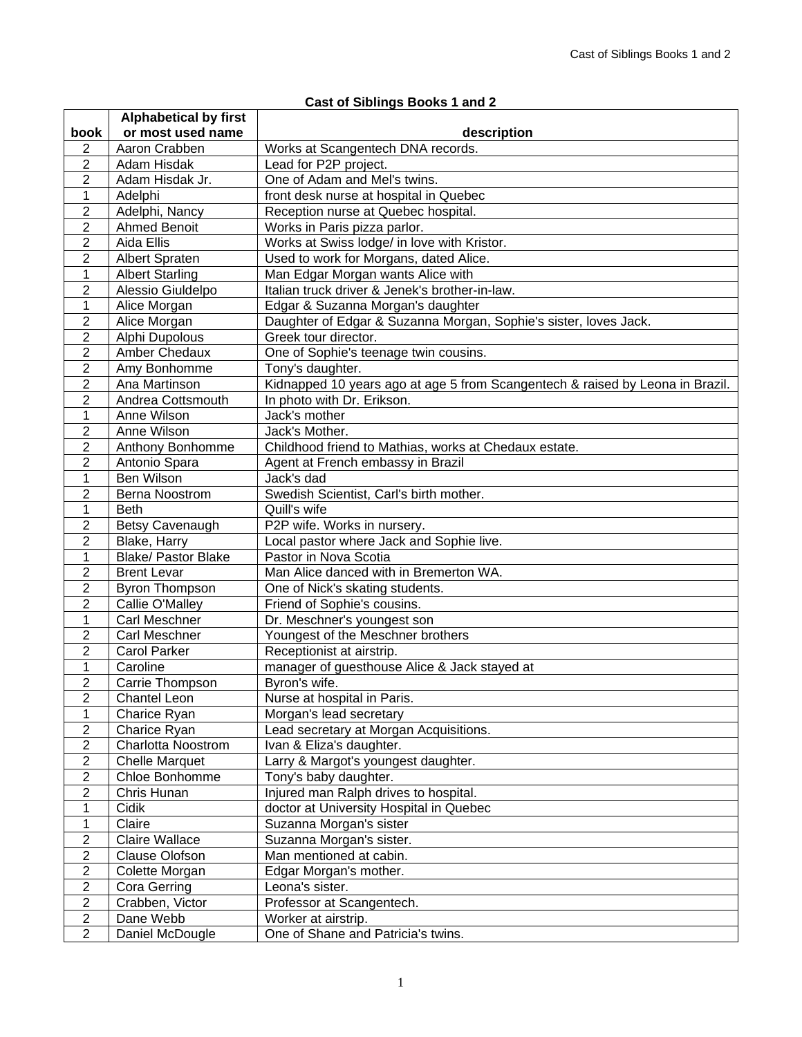# Cast of Siblings Books 1 and 2

| book | Alphabetical by first or most used name | description |
|---|---|---|
| 2 | Aaron Crabben | Works at Scangentech DNA records. |
| 2 | Adam Hisdak | Lead for P2P project. |
| 2 | Adam Hisdak Jr. | One of Adam and Mel's twins. |
| 1 | Adelphi | front desk nurse at hospital in Quebec |
| 2 | Adelphi, Nancy | Reception nurse at Quebec hospital. |
| 2 | Ahmed Benoit | Works in Paris pizza parlor. |
| 2 | Aida Ellis | Works at Swiss lodge/ in love with Kristor. |
| 2 | Albert Spraten | Used to work for Morgans, dated Alice. |
| 1 | Albert Starling | Man Edgar Morgan wants Alice with |
| 2 | Alessio Giuldelpo | Italian truck driver & Jenek's brother-in-law. |
| 1 | Alice Morgan | Edgar & Suzanna Morgan's daughter |
| 2 | Alice Morgan | Daughter of Edgar & Suzanna Morgan, Sophie's sister, loves Jack. |
| 2 | Alphi Dupolous | Greek tour director. |
| 2 | Amber Chedaux | One of Sophie's teenage twin cousins. |
| 2 | Amy Bonhomme | Tony's daughter. |
| 2 | Ana Martinson | Kidnapped 10 years ago at age 5 from Scangentech & raised by Leona in Brazil. |
| 2 | Andrea Cottsmouth | In photo with Dr. Erikson. |
| 1 | Anne Wilson | Jack's mother |
| 2 | Anne Wilson | Jack's Mother. |
| 2 | Anthony Bonhomme | Childhood friend to Mathias, works at Chedaux estate. |
| 2 | Antonio Spara | Agent at French embassy in Brazil |
| 1 | Ben Wilson | Jack's dad |
| 2 | Berna Noostrom | Swedish Scientist, Carl's birth mother. |
| 1 | Beth | Quill's wife |
| 2 | Betsy Cavenaugh | P2P wife. Works in nursery. |
| 2 | Blake, Harry | Local pastor where Jack and Sophie live. |
| 1 | Blake/ Pastor Blake | Pastor in Nova Scotia |
| 2 | Brent Levar | Man Alice danced with in Bremerton WA. |
| 2 | Byron Thompson | One of Nick's skating students. |
| 2 | Callie O'Malley | Friend of Sophie's cousins. |
| 1 | Carl Meschner | Dr. Meschner's youngest son |
| 2 | Carl Meschner | Youngest of the Meschner brothers |
| 2 | Carol Parker | Receptionist at airstrip. |
| 1 | Caroline | manager of guesthouse Alice & Jack stayed at |
| 2 | Carrie Thompson | Byron's wife. |
| 2 | Chantel Leon | Nurse at hospital in Paris. |
| 1 | Charice Ryan | Morgan's lead secretary |
| 2 | Charice Ryan | Lead secretary at Morgan Acquisitions. |
| 2 | Charlotta Noostrom | Ivan & Eliza's daughter. |
| 2 | Chelle Marquet | Larry & Margot's youngest daughter. |
| 2 | Chloe Bonhomme | Tony's baby daughter. |
| 2 | Chris Hunan | Injured man Ralph drives to hospital. |
| 1 | Cidik | doctor at University Hospital in Quebec |
| 1 | Claire | Suzanna Morgan's sister |
| 2 | Claire Wallace | Suzanna Morgan's sister. |
| 2 | Clause Olofson | Man mentioned at cabin. |
| 2 | Colette Morgan | Edgar Morgan's mother. |
| 2 | Cora Gerring | Leona's sister. |
| 2 | Crabben, Victor | Professor at Scangentech. |
| 2 | Dane Webb | Worker at airstrip. |
| 2 | Daniel McDougle | One of Shane and Patricia's twins. |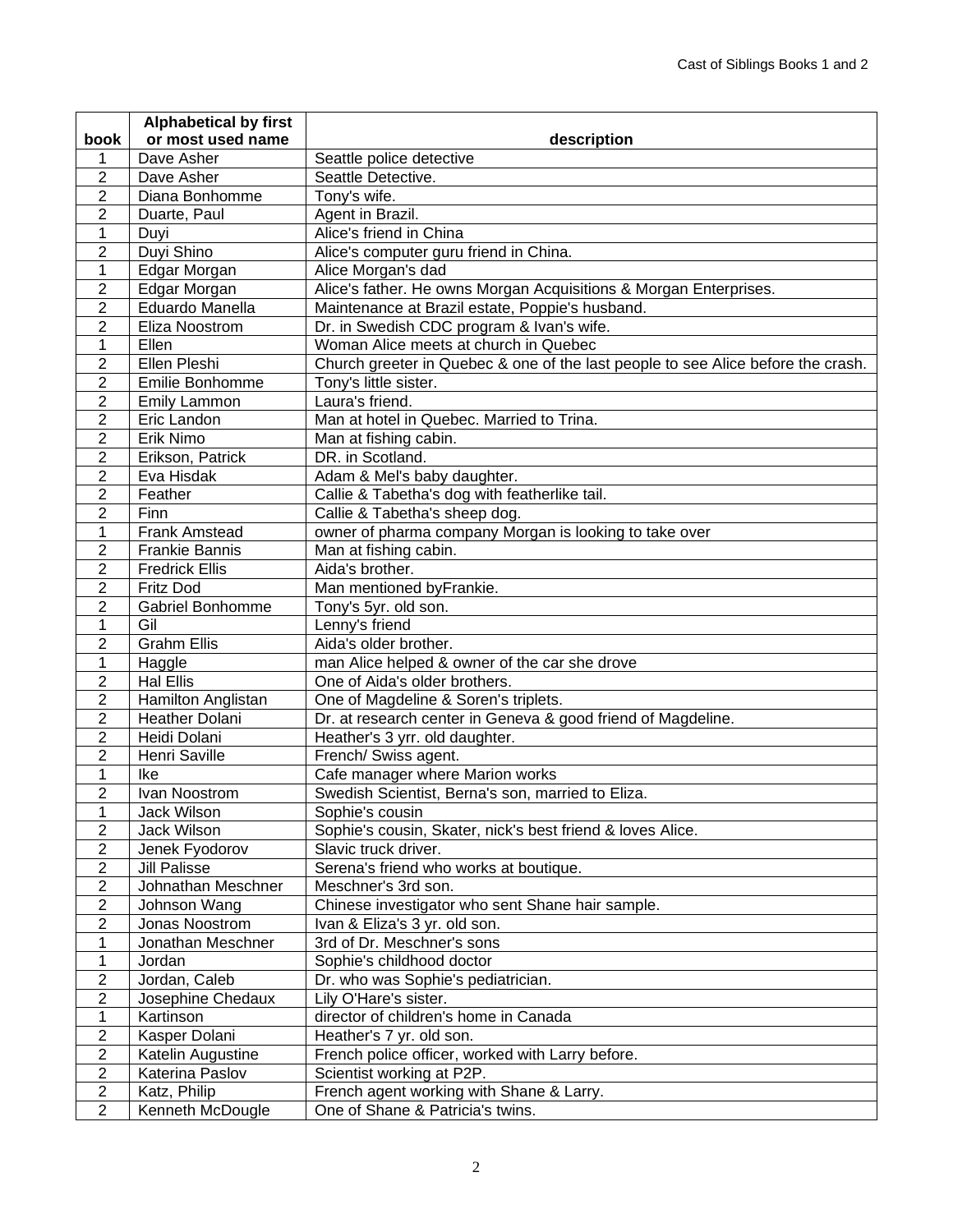| book | Alphabetical by first or most used name | description |
|---|---|---|
| 1 | Dave Asher | Seattle police detective |
| 2 | Dave Asher | Seattle Detective. |
| 2 | Diana Bonhomme | Tony's wife. |
| 2 | Duarte, Paul | Agent in Brazil. |
| 1 | Duyi | Alice's friend in China |
| 2 | Duyi Shino | Alice's computer guru friend in China. |
| 1 | Edgar Morgan | Alice Morgan's dad |
| 2 | Edgar Morgan | Alice's father. He owns Morgan Acquisitions & Morgan Enterprises. |
| 2 | Eduardo Manella | Maintenance at Brazil estate, Poppie's husband. |
| 2 | Eliza Noostrom | Dr. in Swedish CDC program & Ivan's wife. |
| 1 | Ellen | Woman Alice meets at church in Quebec |
| 2 | Ellen Pleshi | Church greeter in Quebec & one of the last people to see Alice before the crash. |
| 2 | Emilie Bonhomme | Tony's little sister. |
| 2 | Emily Lammon | Laura's friend. |
| 2 | Eric Landon | Man at hotel in Quebec. Married to Trina. |
| 2 | Erik Nimo | Man at fishing cabin. |
| 2 | Erikson, Patrick | DR. in Scotland. |
| 2 | Eva Hisdak | Adam & Mel's baby daughter. |
| 2 | Feather | Callie & Tabetha's dog with featherlike tail. |
| 2 | Finn | Callie & Tabetha's sheep dog. |
| 1 | Frank Amstead | owner of pharma company Morgan is looking to take over |
| 2 | Frankie Bannis | Man at fishing cabin. |
| 2 | Fredrick Ellis | Aida's brother. |
| 2 | Fritz Dod | Man mentioned byFrankie. |
| 2 | Gabriel Bonhomme | Tony's 5yr. old son. |
| 1 | Gil | Lenny's friend |
| 2 | Grahm Ellis | Aida's older brother. |
| 1 | Haggle | man Alice helped & owner of the car she drove |
| 2 | Hal Ellis | One of Aida's older brothers. |
| 2 | Hamilton Anglistan | One of Magdeline & Soren's triplets. |
| 2 | Heather Dolani | Dr. at research center in Geneva & good friend of Magdeline. |
| 2 | Heidi Dolani | Heather's 3 yrr. old daughter. |
| 2 | Henri Saville | French/ Swiss agent. |
| 1 | Ike | Cafe manager where Marion works |
| 2 | Ivan Noostrom | Swedish Scientist, Berna's son, married to Eliza. |
| 1 | Jack Wilson | Sophie's cousin |
| 2 | Jack Wilson | Sophie's cousin, Skater, nick's best friend & loves Alice. |
| 2 | Jenek Fyodorov | Slavic truck driver. |
| 2 | Jill Palisse | Serena's friend who works at boutique. |
| 2 | Johnathan Meschner | Meschner's 3rd son. |
| 2 | Johnson Wang | Chinese investigator who sent Shane hair sample. |
| 2 | Jonas Noostrom | Ivan & Eliza's 3 yr. old son. |
| 1 | Jonathan Meschner | 3rd of Dr. Meschner's sons |
| 1 | Jordan | Sophie's childhood doctor |
| 2 | Jordan, Caleb | Dr. who was Sophie's pediatrician. |
| 2 | Josephine Chedaux | Lily O'Hare's sister. |
| 1 | Kartinson | director of children's home in Canada |
| 2 | Kasper Dolani | Heather's 7 yr. old son. |
| 2 | Katelin Augustine | French police officer, worked with Larry before. |
| 2 | Katerina Paslov | Scientist working at P2P. |
| 2 | Katz, Philip | French agent working with Shane & Larry. |
| 2 | Kenneth McDougle | One of Shane & Patricia's twins. |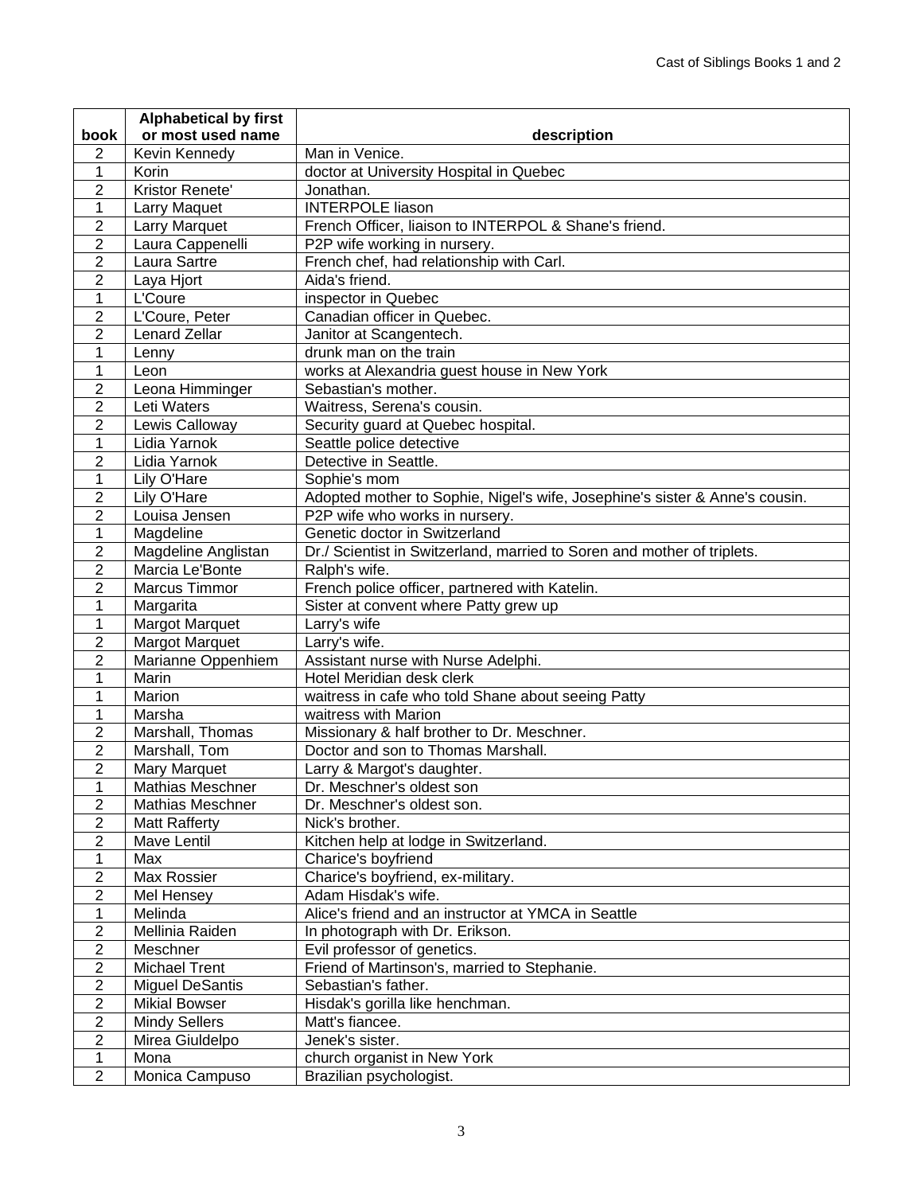| book | Alphabetical by first or most used name | description |
|---|---|---|
| 2 | Kevin Kennedy | Man in Venice. |
| 1 | Korin | doctor at University Hospital in Quebec |
| 2 | Kristor Renete' | Jonathan. |
| 1 | Larry Maquet | INTERPOLE liason |
| 2 | Larry Marquet | French Officer, liaison to INTERPOL & Shane's friend. |
| 2 | Laura Cappenelli | P2P wife working in nursery. |
| 2 | Laura Sartre | French chef, had relationship with Carl. |
| 2 | Laya Hjort | Aida's friend. |
| 1 | L'Coure | inspector in Quebec |
| 2 | L'Coure, Peter | Canadian officer in Quebec. |
| 2 | Lenard Zellar | Janitor at Scangentech. |
| 1 | Lenny | drunk man on the train |
| 1 | Leon | works at Alexandria guest house in New York |
| 2 | Leona Himminger | Sebastian's mother. |
| 2 | Leti Waters | Waitress, Serena's cousin. |
| 2 | Lewis Calloway | Security guard at Quebec hospital. |
| 1 | Lidia Yarnok | Seattle police detective |
| 2 | Lidia Yarnok | Detective in Seattle. |
| 1 | Lily O'Hare | Sophie's mom |
| 2 | Lily O'Hare | Adopted mother to Sophie, Nigel's wife, Josephine's sister & Anne's cousin. |
| 2 | Louisa Jensen | P2P wife who works in nursery. |
| 1 | Magdeline | Genetic doctor in Switzerland |
| 2 | Magdeline Anglistan | Dr./ Scientist in Switzerland, married to Soren and mother of triplets. |
| 2 | Marcia Le'Bonte | Ralph's wife. |
| 2 | Marcus Timmor | French police officer, partnered with Katelin. |
| 1 | Margarita | Sister at convent where Patty grew up |
| 1 | Margot Marquet | Larry's wife |
| 2 | Margot Marquet | Larry's wife. |
| 2 | Marianne Oppenhiem | Assistant nurse with Nurse Adelphi. |
| 1 | Marin | Hotel Meridian desk clerk |
| 1 | Marion | waitress in cafe who told Shane about seeing Patty |
| 1 | Marsha | waitress with Marion |
| 2 | Marshall, Thomas | Missionary & half brother to Dr. Meschner. |
| 2 | Marshall, Tom | Doctor and son to Thomas Marshall. |
| 2 | Mary Marquet | Larry & Margot's daughter. |
| 1 | Mathias Meschner | Dr. Meschner's oldest son |
| 2 | Mathias Meschner | Dr. Meschner's oldest son. |
| 2 | Matt Rafferty | Nick's brother. |
| 2 | Mave Lentil | Kitchen help at lodge in Switzerland. |
| 1 | Max | Charice's boyfriend |
| 2 | Max Rossier | Charice's boyfriend, ex-military. |
| 2 | Mel Hensey | Adam Hisdak's wife. |
| 1 | Melinda | Alice's friend and an instructor at YMCA in Seattle |
| 2 | Mellinia Raiden | In photograph with Dr. Erikson. |
| 2 | Meschner | Evil professor of genetics. |
| 2 | Michael Trent | Friend of Martinson's, married to Stephanie. |
| 2 | Miguel DeSantis | Sebastian's father. |
| 2 | Mikial Bowser | Hisdak's gorilla like henchman. |
| 2 | Mindy Sellers | Matt's fiancee. |
| 2 | Mirea Giuldelpo | Jenek's sister. |
| 1 | Mona | church organist in New York |
| 2 | Monica Campuso | Brazilian psychologist. |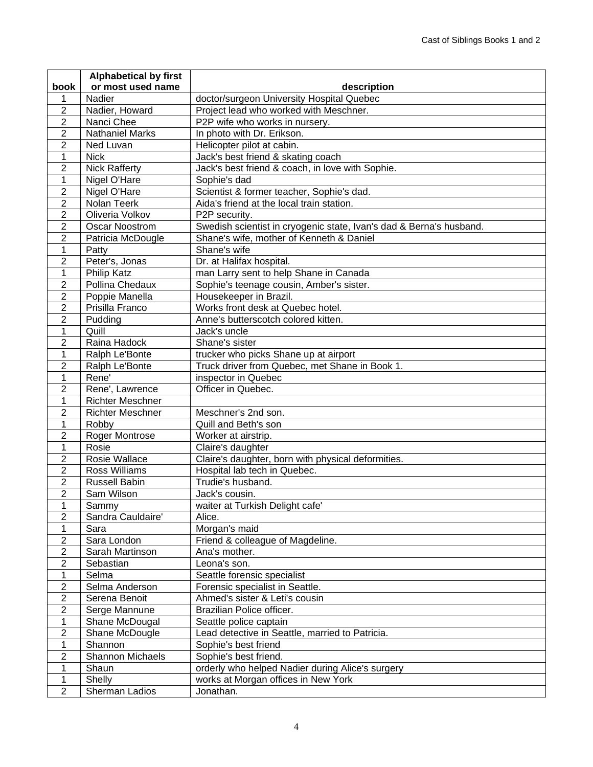| book | Alphabetical by first or most used name | description |
|---|---|---|
| 1 | Nadier | doctor/surgeon University Hospital Quebec |
| 2 | Nadier, Howard | Project lead who worked with Meschner. |
| 2 | Nanci Chee | P2P wife who works in nursery. |
| 2 | Nathaniel Marks | In photo with Dr. Erikson. |
| 2 | Ned Luvan | Helicopter pilot at cabin. |
| 1 | Nick | Jack's best friend & skating coach |
| 2 | Nick Rafferty | Jack's best friend & coach, in love with Sophie. |
| 1 | Nigel O'Hare | Sophie's dad |
| 2 | Nigel O'Hare | Scientist & former teacher, Sophie's dad. |
| 2 | Nolan Teerk | Aida's friend at the local train station. |
| 2 | Oliveria Volkov | P2P security. |
| 2 | Oscar Noostrom | Swedish scientist in cryogenic state, Ivan's dad & Berna's husband. |
| 2 | Patricia McDougle | Shane's wife, mother of Kenneth & Daniel |
| 1 | Patty | Shane's wife |
| 2 | Peter's, Jonas | Dr. at Halifax hospital. |
| 1 | Philip Katz | man Larry sent to help Shane in Canada |
| 2 | Pollina Chedaux | Sophie's teenage cousin, Amber's sister. |
| 2 | Poppie Manella | Housekeeper in Brazil. |
| 2 | Prisilla Franco | Works front desk at Quebec hotel. |
| 2 | Pudding | Anne's butterscotch colored kitten. |
| 1 | Quill | Jack's uncle |
| 2 | Raina Hadock | Shane's sister |
| 1 | Ralph Le'Bonte | trucker who picks Shane up at airport |
| 2 | Ralph Le'Bonte | Truck driver from Quebec, met Shane in Book 1. |
| 1 | Rene' | inspector in Quebec |
| 2 | Rene', Lawrence | Officer in Quebec. |
| 1 | Richter Meschner | |
| 2 | Richter Meschner | Meschner's 2nd son. |
| 1 | Robby | Quill and Beth's son |
| 2 | Roger Montrose | Worker at airstrip. |
| 1 | Rosie | Claire's daughter |
| 2 | Rosie Wallace | Claire's daughter, born with physical deformities. |
| 2 | Ross Williams | Hospital lab tech in Quebec. |
| 2 | Russell Babin | Trudie's husband. |
| 2 | Sam Wilson | Jack's cousin. |
| 1 | Sammy | waiter at Turkish Delight cafe' |
| 2 | Sandra Cauldaire' | Alice. |
| 1 | Sara | Morgan's maid |
| 2 | Sara London | Friend & colleague of Magdeline. |
| 2 | Sarah Martinson | Ana's mother. |
| 2 | Sebastian | Leona's son. |
| 1 | Selma | Seattle forensic specialist |
| 2 | Selma Anderson | Forensic specialist in Seattle. |
| 2 | Serena Benoit | Ahmed's sister & Leti's cousin |
| 2 | Serge Mannune | Brazilian Police officer. |
| 1 | Shane McDougal | Seattle police captain |
| 2 | Shane McDougle | Lead detective in Seattle, married to Patricia. |
| 1 | Shannon | Sophie's best friend |
| 2 | Shannon Michaels | Sophie's best friend. |
| 1 | Shaun | orderly who helped Nadier during Alice's surgery |
| 1 | Shelly | works at Morgan offices in New York |
| 2 | Sherman Ladios | Jonathan. |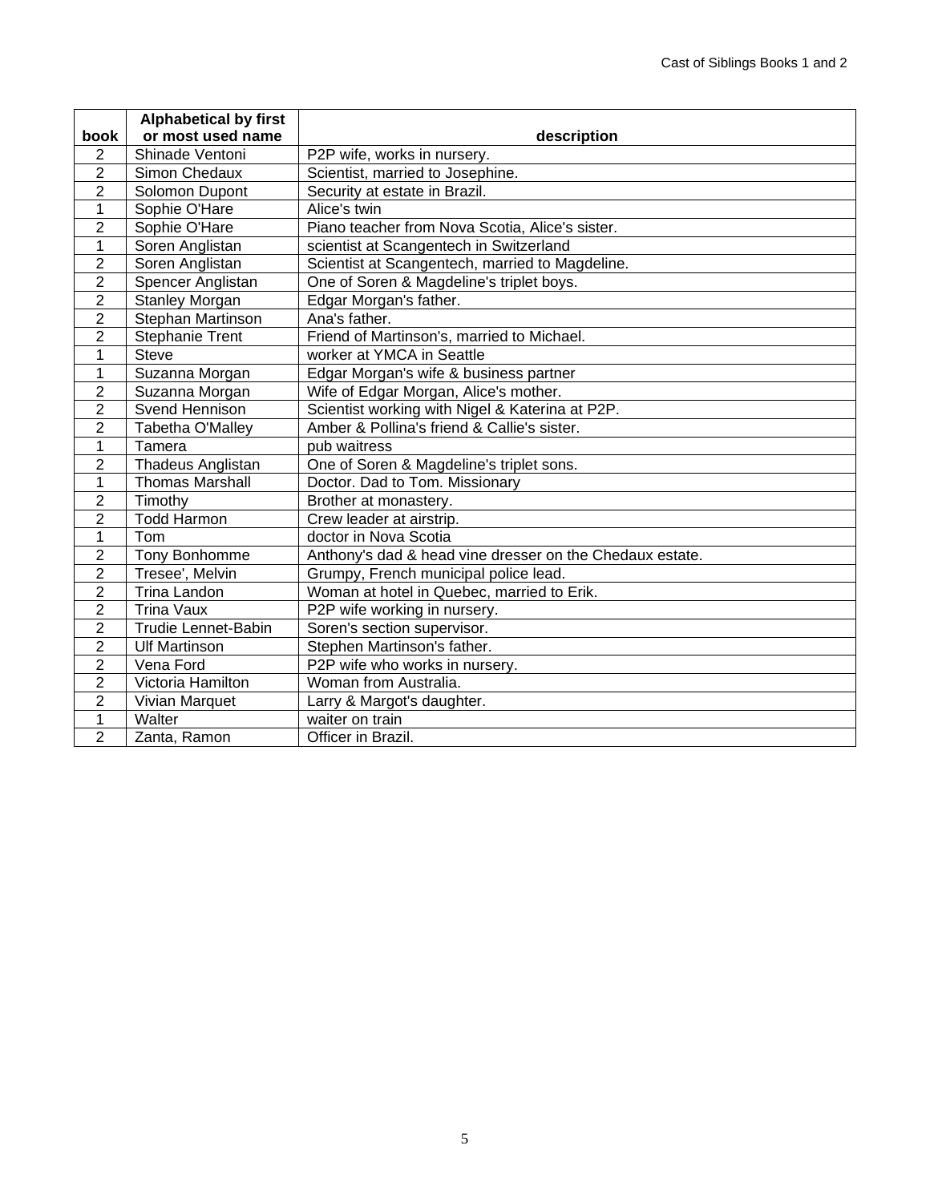| book | Alphabetical by first or most used name | description |
|---|---|---|
| 2 | Shinade Ventoni | P2P wife, works in nursery. |
| 2 | Simon Chedaux | Scientist, married to Josephine. |
| 2 | Solomon Dupont | Security at estate in Brazil. |
| 1 | Sophie O'Hare | Alice's twin |
| 2 | Sophie O'Hare | Piano teacher from Nova Scotia, Alice's sister. |
| 1 | Soren Anglistan | scientist at Scangentech in Switzerland |
| 2 | Soren Anglistan | Scientist at Scangentech, married to Magdeline. |
| 2 | Spencer Anglistan | One of Soren & Magdeline's triplet boys. |
| 2 | Stanley Morgan | Edgar Morgan's father. |
| 2 | Stephan Martinson | Ana's father. |
| 2 | Stephanie Trent | Friend of Martinson's, married to Michael. |
| 1 | Steve | worker at YMCA in Seattle |
| 1 | Suzanna Morgan | Edgar Morgan's wife & business partner |
| 2 | Suzanna Morgan | Wife of Edgar Morgan, Alice's mother. |
| 2 | Svend Hennison | Scientist working with Nigel & Katerina at P2P. |
| 2 | Tabetha O'Malley | Amber & Pollina's friend & Callie's sister. |
| 1 | Tamera | pub waitress |
| 2 | Thadeus Anglistan | One of Soren & Magdeline's triplet sons. |
| 1 | Thomas Marshall | Doctor. Dad to Tom. Missionary |
| 2 | Timothy | Brother at monastery. |
| 2 | Todd Harmon | Crew leader at airstrip. |
| 1 | Tom | doctor in Nova Scotia |
| 2 | Tony Bonhomme | Anthony's dad & head vine dresser on the Chedaux estate. |
| 2 | Tresee', Melvin | Grumpy, French municipal police lead. |
| 2 | Trina Landon | Woman at hotel in Quebec, married to Erik. |
| 2 | Trina Vaux | P2P wife working in nursery. |
| 2 | Trudie Lennet-Babin | Soren's section supervisor. |
| 2 | Ulf Martinson | Stephen Martinson's father. |
| 2 | Vena Ford | P2P wife who works in nursery. |
| 2 | Victoria Hamilton | Woman from Australia. |
| 2 | Vivian Marquet | Larry & Margot's daughter. |
| 1 | Walter | waiter on train |
| 2 | Zanta, Ramon | Officer in Brazil. |